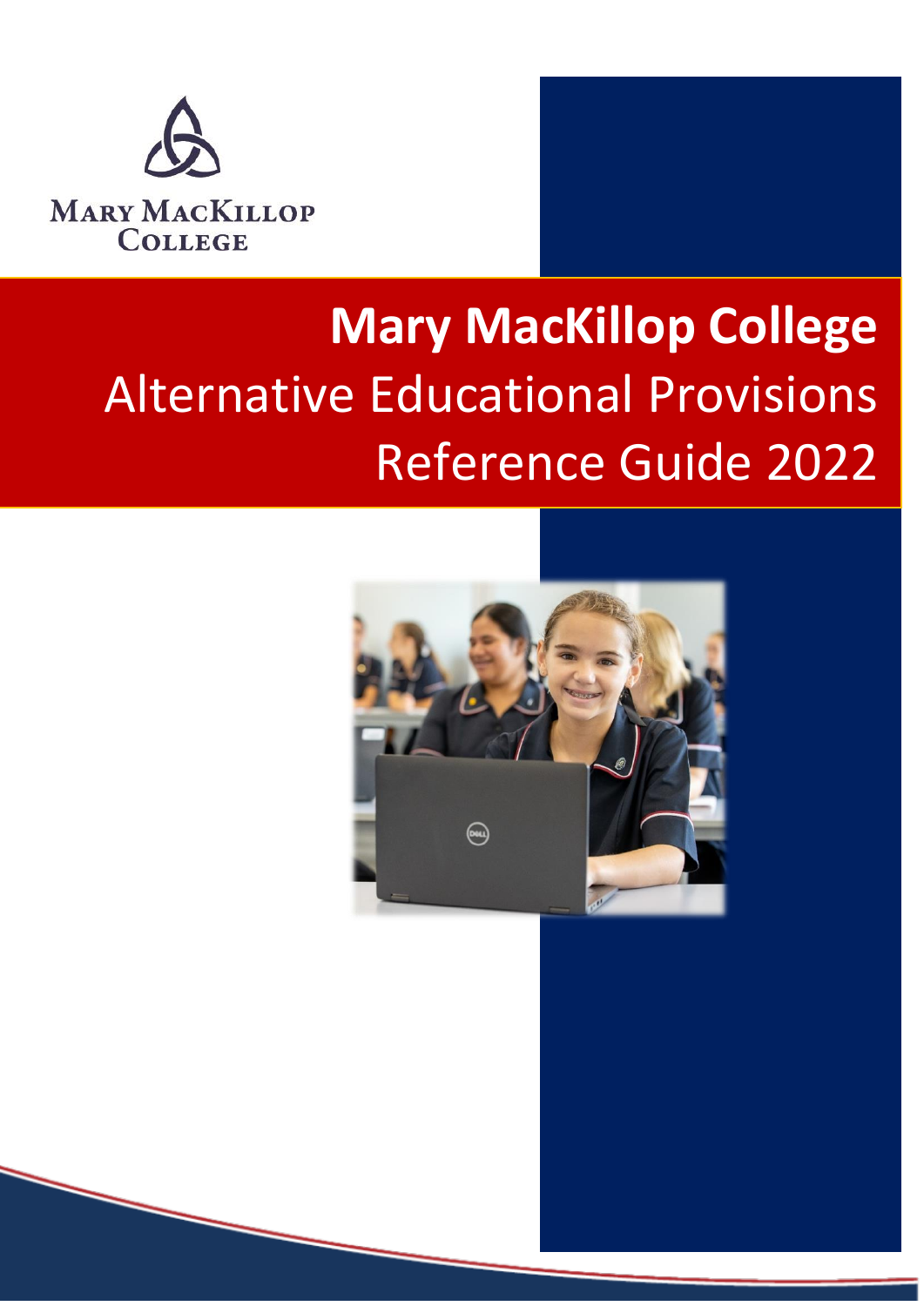MARY MACKILLOP COLLEGE

# Mary MacKillop College

## Alternative Educational Provisions Reference Guide 2022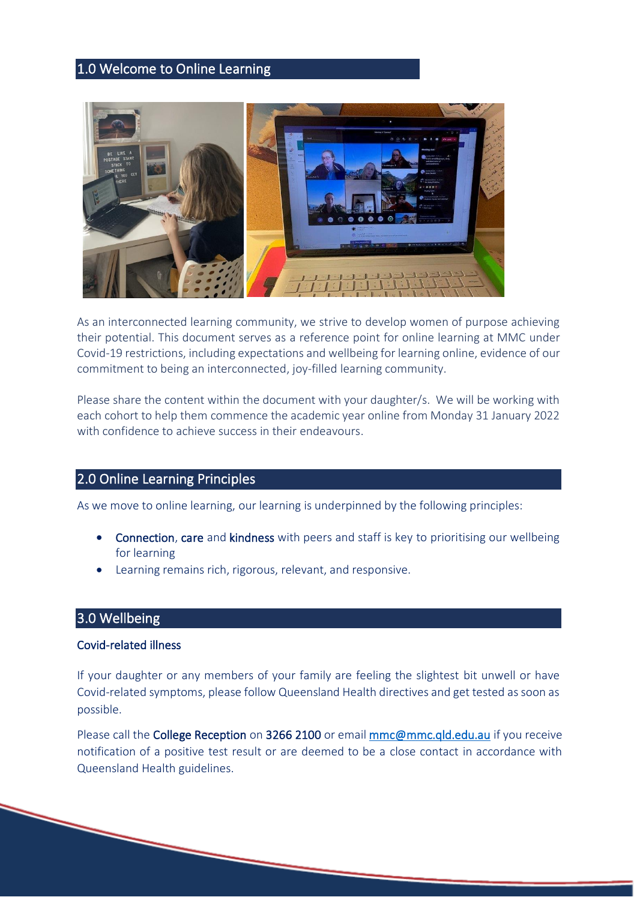## 1.0 Welcome to Online Learning

As an interconnected learning community, we strive to develop women of purpose achieving their potential. This document serves as a reference point for online learning at MMC under Covid-19 restrictions, including expectations and wellbeing for learning online, evidence of our commitment to being an interconnected, joy-filled learning community.

Please share the content within the document with your daughter/s. We will be working with each cohort to help them commence the academic year online from Monday 31 January 2022 with confidence to achieve success in their endeavours.

## 2.0 Online Learning Principles

As we move to online learning, our learning is underpinned by the following principles:

- Connection, care and kindness with peers and staff is key to prioritising our wellbeing for learning
- Learning remains rich, rigorous, relevant, and responsive.

## 3.0 Wellbeing

### Covid-related illness

If your daughter or any members of your family are feeling the slightest bit unwell or have Covid-related symptoms, please follow Queensland Health directives and get tested as soon as possible.

Please call the College Reception on 3266 2100 or email mmc@mmc.qld.edu.au if you receive notification of a positive test result or are deemed to be a close contact in accordance with Queensland Health guidelines.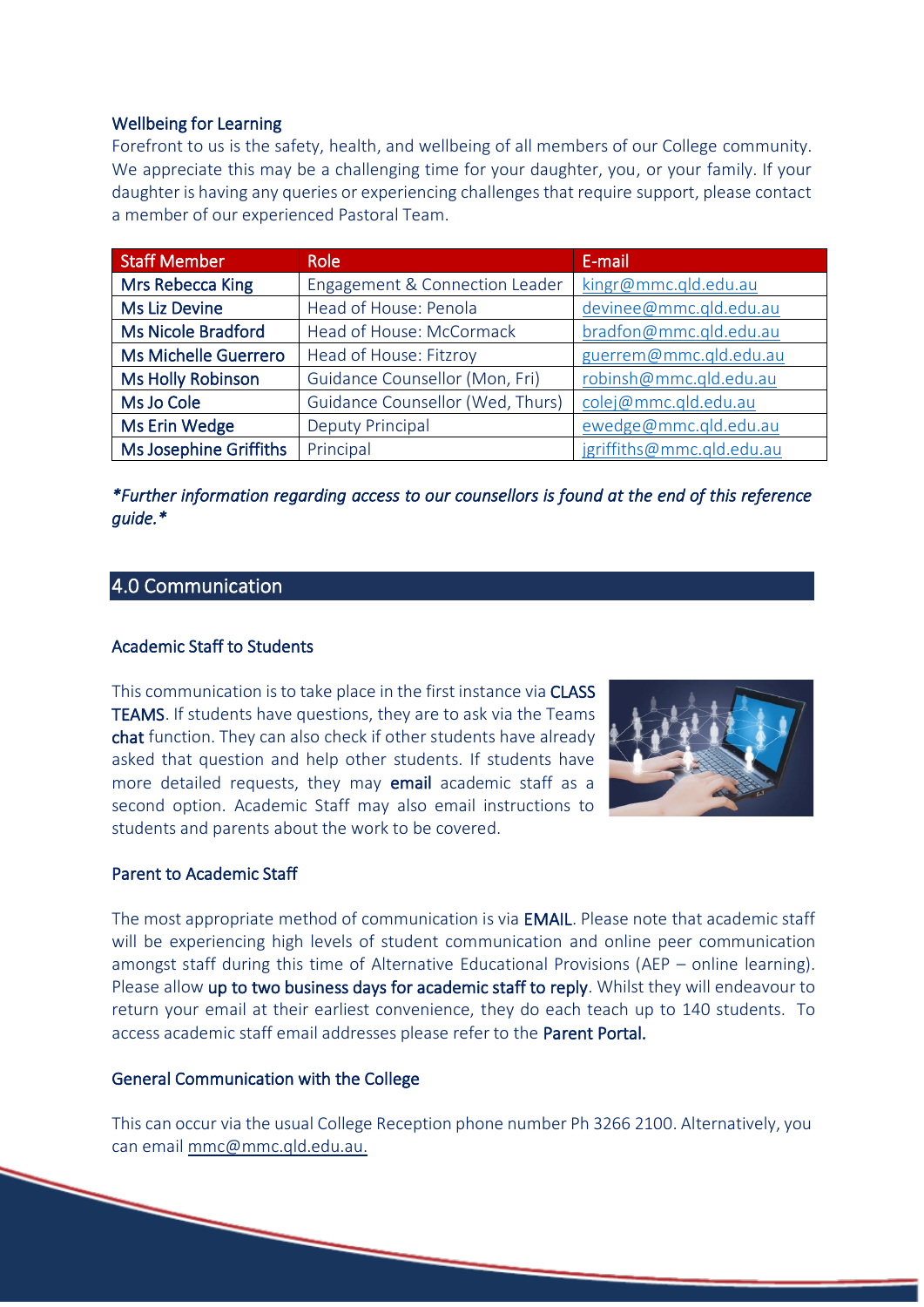### Wellbeing for Learning

Forefront to us is the safety, health, and wellbeing of all members of our College community. We appreciate this may be a challenging time for your daughter, you, or your family. If your daughter is having any queries or experiencing challenges that require support, please contact a member of our experienced Pastoral Team.

| Staff Member | Role | E-mail |
|---|---|---|
| Mrs Rebecca King | Engagement & Connection Leader | kingr@mmc.qld.edu.au |
| Ms Liz Devine | Head of House: Penola | devinee@mmc.qld.edu.au |
| Ms Nicole Bradford | Head of House: McCormack | bradfon@mmc.qld.edu.au |
| Ms Michelle Guerrero | Head of House: Fitzroy | guerrem@mmc.qld.edu.au |
| Ms Holly Robinson | Guidance Counsellor (Mon, Fri) | robinsh@mmc.qld.edu.au |
| Ms Jo Cole | Guidance Counsellor (Wed, Thurs) | colej@mmc.qld.edu.au |
| Ms Erin Wedge | Deputy Principal | ewedge@mmc.qld.edu.au |
| Ms Josephine Griffiths | Principal | jgriffiths@mmc.qld.edu.au |

*\*Further information regarding access to our counsellors is found at the end of this reference guide.\**

## 4.0 Communication

### Academic Staff to Students

This communication is to take place in the first instance via **CLASS TEAMS**. If students have questions, they are to ask via the Teams **chat** function. They can also check if other students have already asked that question and help other students. If students have more detailed requests, they may **email** academic staff as a second option. Academic Staff may also email instructions to students and parents about the work to be covered.

### Parent to Academic Staff

The most appropriate method of communication is via **EMAIL**. Please note that academic staff will be experiencing high levels of student communication and online peer communication amongst staff during this time of Alternative Educational Provisions (AEP – online learning). Please allow **up to two business days for academic staff to reply**. Whilst they will endeavour to return your email at their earliest convenience, they do each teach up to 140 students. To access academic staff email addresses please refer to the **Parent Portal.**

### General Communication with the College

This can occur via the usual College Reception phone number Ph 3266 2100. Alternatively, you can email mmc@mmc.qld.edu.au.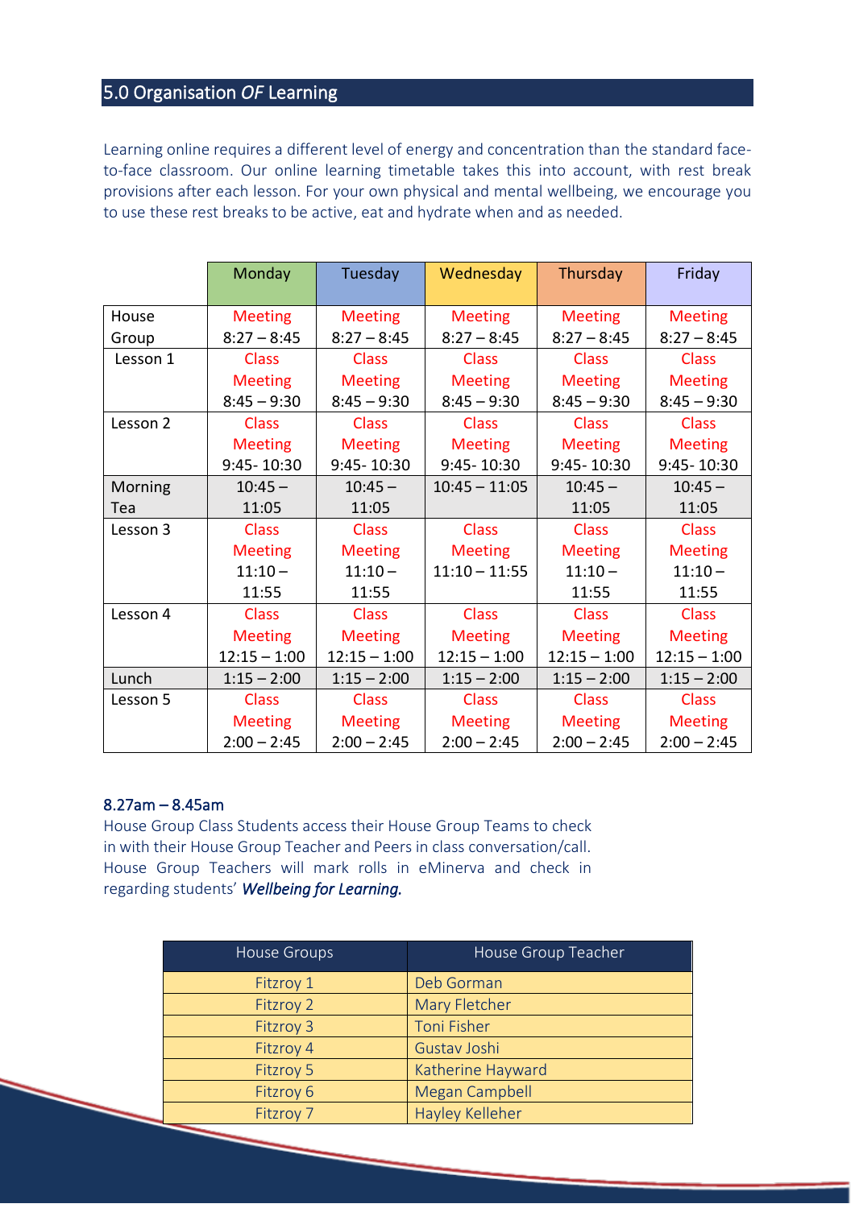## 5.0 Organisation *OF* Learning

Learning online requires a different level of energy and concentration than the standard face-to-face classroom. Our online learning timetable takes this into account, with rest break provisions after each lesson. For your own physical and mental wellbeing, we encourage you to use these rest breaks to be active, eat and hydrate when and as needed.

| | Monday | Tuesday | Wednesday | Thursday | Friday |
|---|---|---|---|---|---|
| House Group | Meeting 8:27 – 8:45 | Meeting 8:27 – 8:45 | Meeting 8:27 – 8:45 | Meeting 8:27 – 8:45 | Meeting 8:27 – 8:45 |
| Lesson 1 | Class Meeting 8:45 – 9:30 | Class Meeting 8:45 – 9:30 | Class Meeting 8:45 – 9:30 | Class Meeting 8:45 – 9:30 | Class Meeting 8:45 – 9:30 |
| Lesson 2 | Class Meeting 9:45- 10:30 | Class Meeting 9:45- 10:30 | Class Meeting 9:45- 10:30 | Class Meeting 9:45- 10:30 | Class Meeting 9:45- 10:30 |
| Morning Tea | 10:45 – 11:05 | 10:45 – 11:05 | 10:45 – 11:05 | 10:45 – 11:05 | 10:45 – 11:05 |
| Lesson 3 | Class Meeting 11:10 – 11:55 | Class Meeting 11:10 – 11:55 | Class Meeting 11:10 – 11:55 | Class Meeting 11:10 – 11:55 | Class Meeting 11:10 – 11:55 |
| Lesson 4 | Class Meeting 12:15 – 1:00 | Class Meeting 12:15 – 1:00 | Class Meeting 12:15 – 1:00 | Class Meeting 12:15 – 1:00 | Class Meeting 12:15 – 1:00 |
| Lunch | 1:15 – 2:00 | 1:15 – 2:00 | 1:15 – 2:00 | 1:15 – 2:00 | 1:15 – 2:00 |
| Lesson 5 | Class Meeting 2:00 – 2:45 | Class Meeting 2:00 – 2:45 | Class Meeting 2:00 – 2:45 | Class Meeting 2:00 – 2:45 | Class Meeting 2:00 – 2:45 |

8.27am – 8.45am

House Group Class Students access their House Group Teams to check in with their House Group Teacher and Peers in class conversation/call. House Group Teachers will mark rolls in eMinerva and check in regarding students' ***Wellbeing for Learning.***

| House Groups | House Group Teacher |
|---|---|
| Fitzroy 1 | Deb Gorman |
| Fitzroy 2 | Mary Fletcher |
| Fitzroy 3 | Toni Fisher |
| Fitzroy 4 | Gustav Joshi |
| Fitzroy 5 | Katherine Hayward |
| Fitzroy 6 | Megan Campbell |
| Fitzroy 7 | Hayley Kelleher |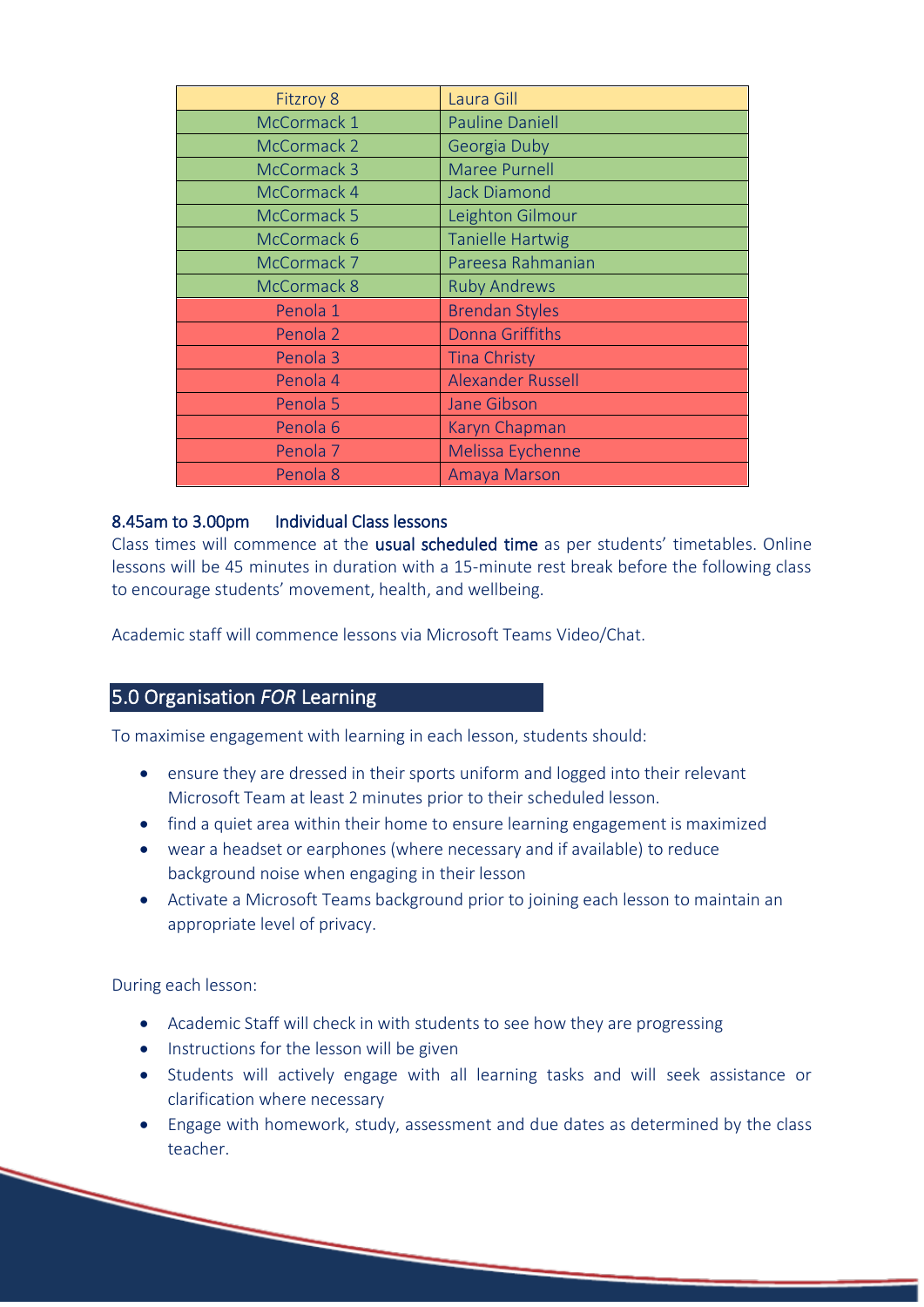| Fitzroy 8 | Laura Gill |
|---|---|
| McCormack 1 | Pauline Daniell |
| McCormack 2 | Georgia Duby |
| McCormack 3 | Maree Purnell |
| McCormack 4 | Jack Diamond |
| McCormack 5 | Leighton Gilmour |
| McCormack 6 | Tanielle Hartwig |
| McCormack 7 | Pareesa Rahmanian |
| McCormack 8 | Ruby Andrews |
| Penola 1 | Brendan Styles |
| Penola 2 | Donna Griffiths |
| Penola 3 | Tina Christy |
| Penola 4 | Alexander Russell |
| Penola 5 | Jane Gibson |
| Penola 6 | Karyn Chapman |
| Penola 7 | Melissa Eychenne |
| Penola 8 | Amaya Marson |

**8.45am to 3.00pm Individual Class lessons**

Class times will commence at the **usual scheduled time** as per students' timetables. Online lessons will be 45 minutes in duration with a 15-minute rest break before the following class to encourage students' movement, health, and wellbeing.

Academic staff will commence lessons via Microsoft Teams Video/Chat.

## 5.0 Organisation *FOR* Learning

To maximise engagement with learning in each lesson, students should:

- ensure they are dressed in their sports uniform and logged into their relevant Microsoft Team at least 2 minutes prior to their scheduled lesson.
- find a quiet area within their home to ensure learning engagement is maximized
- wear a headset or earphones (where necessary and if available) to reduce background noise when engaging in their lesson
- Activate a Microsoft Teams background prior to joining each lesson to maintain an appropriate level of privacy.

During each lesson:

- Academic Staff will check in with students to see how they are progressing
- Instructions for the lesson will be given
- Students will actively engage with all learning tasks and will seek assistance or clarification where necessary
- Engage with homework, study, assessment and due dates as determined by the class teacher.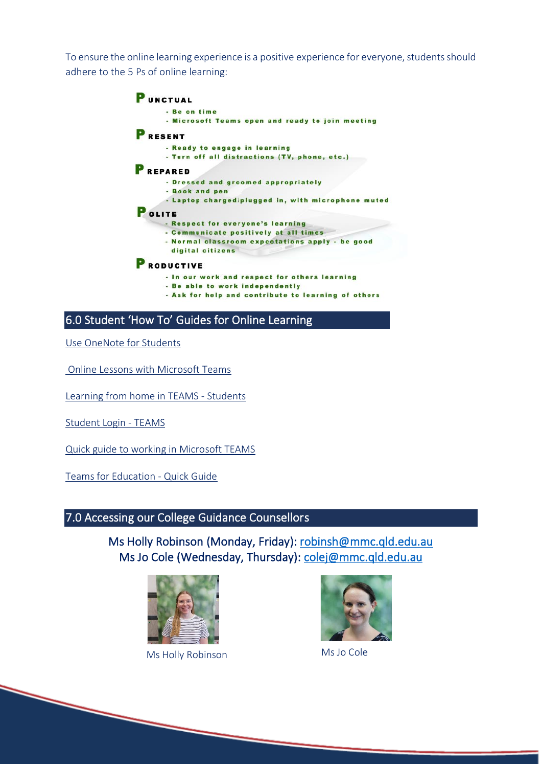To ensure the online learning experience is a positive experience for everyone, students should adhere to the 5 Ps of online learning:

**PUNCTUAL**
- Be on time
- Microsoft Teams open and ready to join meeting

**PRESENT**
- Ready to engage in learning
- Turn off all distractions (TV, phone, etc.)

**PREPARED**
- Dressed and groomed appropriately
- Book and pen
- Laptop charged/plugged in, with microphone muted

**POLITE**
- Respect for everyone's learning
- Communicate positively at all times
- Normal classroom expectations apply - be good digital citizens

**PRODUCTIVE**
- In our work and respect for others learning
- Be able to work independently
- Ask for help and contribute to learning of others

## 6.0 Student 'How To' Guides for Online Learning

Use OneNote for Students

Online Lessons with Microsoft Teams

Learning from home in TEAMS - Students

Student Login - TEAMS

Quick guide to working in Microsoft TEAMS

Teams for Education - Quick Guide

## 7.0 Accessing our College Guidance Counsellors

Ms Holly Robinson (Monday, Friday): robinsh@mmc.qld.edu.au
Ms Jo Cole (Wednesday, Thursday): colej@mmc.qld.edu.au

Ms Holly Robinson

Ms Jo Cole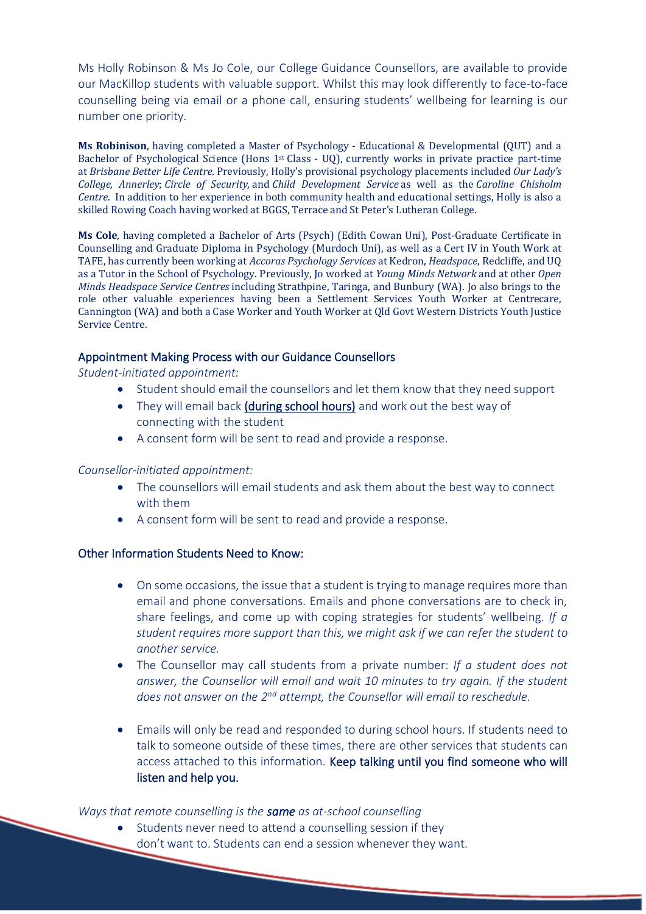Ms Holly Robinson & Ms Jo Cole, our College Guidance Counsellors, are available to provide our MacKillop students with valuable support. Whilst this may look differently to face-to-face counselling being via email or a phone call, ensuring students' wellbeing for learning is our number one priority.

**Ms Robinson**, having completed a Master of Psychology - Educational & Developmental (QUT) and a Bachelor of Psychological Science (Hons 1st Class - UQ), currently works in private practice part-time at *Brisbane Better Life Centre.* Previously, Holly's provisional psychology placements included *Our Lady's College, Annerley*; *Circle of Security,* and *Child Development Service* as well as the *Caroline Chisholm Centre*. In addition to her experience in both community health and educational settings, Holly is also a skilled Rowing Coach having worked at BGGS, Terrace and St Peter's Lutheran College.

**Ms Cole**, having completed a Bachelor of Arts (Psych) (Edith Cowan Uni), Post-Graduate Certificate in Counselling and Graduate Diploma in Psychology (Murdoch Uni), as well as a Cert IV in Youth Work at TAFE, has currently been working at *Accoras Psychology Services* at Kedron, *Headspace*, Redcliffe, and UQ as a Tutor in the School of Psychology. Previously, Jo worked at *Young Minds Network* and at other *Open Minds Headspace Service Centres* including Strathpine, Taringa, and Bunbury (WA). Jo also brings to the role other valuable experiences having been a Settlement Services Youth Worker at Centrecare, Cannington (WA) and both a Case Worker and Youth Worker at Qld Govt Western Districts Youth Justice Service Centre.

## Appointment Making Process with our Guidance Counsellors

*Student-initiated appointment:*

- Student should email the counsellors and let them know that they need support
- They will email back **(during school hours)** and work out the best way of connecting with the student
- A consent form will be sent to read and provide a response.

*Counsellor-initiated appointment:*

- The counsellors will email students and ask them about the best way to connect with them
- A consent form will be sent to read and provide a response.

## Other Information Students Need to Know:

- On some occasions, the issue that a student is trying to manage requires more than email and phone conversations. Emails and phone conversations are to check in, share feelings, and come up with coping strategies for students' wellbeing. *If a student requires more support than this, we might ask if we can refer the student to another service.*
- The Counsellor may call students from a private number: *If a student does not answer, the Counsellor will email and wait 10 minutes to try again. If the student does not answer on the 2nd attempt, the Counsellor will email to reschedule.*
- Emails will only be read and responded to during school hours. If students need to talk to someone outside of these times, there are other services that students can access attached to this information. **Keep talking until you find someone who will listen and help you.**

*Ways that remote counselling is the **same** as at-school counselling*

- Students never need to attend a counselling session if they don't want to. Students can end a session whenever they want.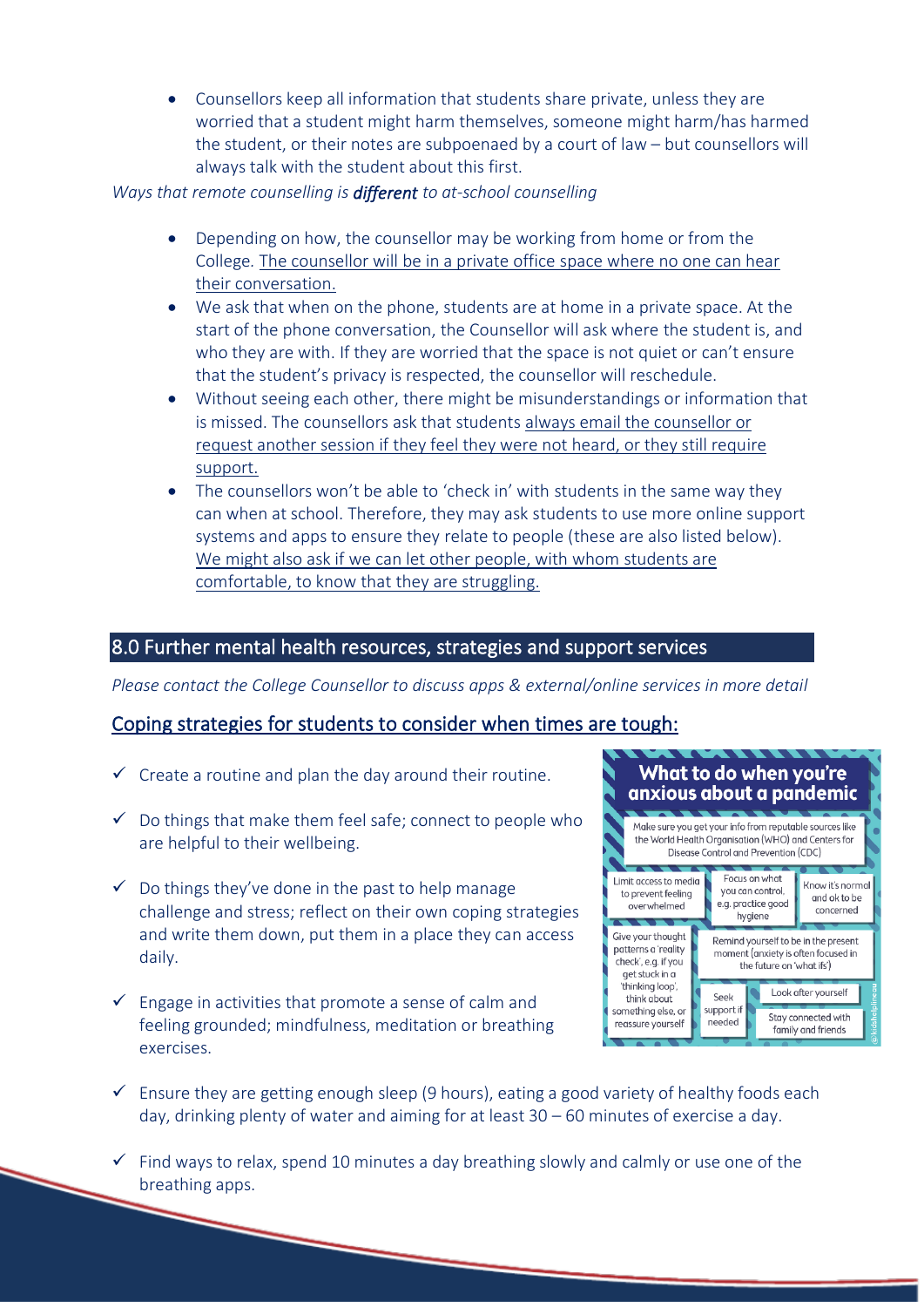- Counsellors keep all information that students share private, unless they are worried that a student might harm themselves, someone might harm/has harmed the student, or their notes are subpoenaed by a court of law – but counsellors will always talk with the student about this first.

*Ways that remote counselling is **different** to at-school counselling*

- Depending on how, the counsellor may be working from home or from the College. The counsellor will be in a private office space where no one can hear their conversation.
- We ask that when on the phone, students are at home in a private space. At the start of the phone conversation, the Counsellor will ask where the student is, and who they are with. If they are worried that the space is not quiet or can't ensure that the student's privacy is respected, the counsellor will reschedule.
- Without seeing each other, there might be misunderstandings or information that is missed. The counsellors ask that students always email the counsellor or request another session if they feel they were not heard, or they still require support.
- The counsellors won't be able to 'check in' with students in the same way they can when at school. Therefore, they may ask students to use more online support systems and apps to ensure they relate to people (these are also listed below). We might also ask if we can let other people, with whom students are comfortable, to know that they are struggling.

## 8.0 Further mental health resources, strategies and support services

*Please contact the College Counsellor to discuss apps & external/online services in more detail*

### Coping strategies for students to consider when times are tough:

- ✓ Create a routine and plan the day around their routine.
- ✓ Do things that make them feel safe; connect to people who are helpful to their wellbeing.
- ✓ Do things they've done in the past to help manage challenge and stress; reflect on their own coping strategies and write them down, put them in a place they can access daily.
- ✓ Engage in activities that promote a sense of calm and feeling grounded; mindfulness, meditation or breathing exercises.

**What to do when you're anxious about a pandemic**

- Make sure you get your info from reputable sources like the World Health Organisation (WHO) and Centers for Disease Control and Prevention (CDC)
- Limit access to media to prevent feeling overwhelmed
- Focus on what you can control, e.g. practice good hygiene
- Know it's normal and ok to be concerned
- Give your thought patterns a 'reality check', e.g. if you get stuck in a 'thinking loop', think about something else, or reassure yourself
- Remind yourself to be in the present moment (anxiety is often focused in the future on 'what ifs')
- Seek support if needed
- Look after yourself
- Stay connected with family and friends

@kidshelplineau

- ✓ Ensure they are getting enough sleep (9 hours), eating a good variety of healthy foods each day, drinking plenty of water and aiming for at least 30 – 60 minutes of exercise a day.
- ✓ Find ways to relax, spend 10 minutes a day breathing slowly and calmly or use one of the breathing apps.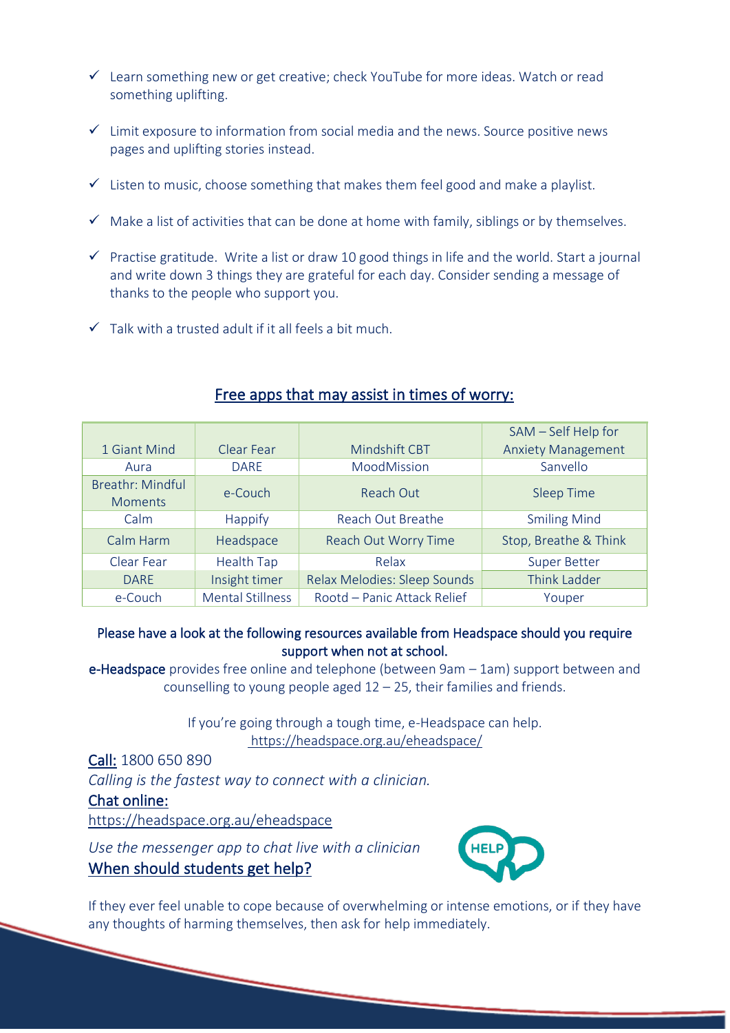- ✓ Learn something new or get creative; check YouTube for more ideas. Watch or read something uplifting.
- ✓ Limit exposure to information from social media and the news. Source positive news pages and uplifting stories instead.
- ✓ Listen to music, choose something that makes them feel good and make a playlist.
- ✓ Make a list of activities that can be done at home with family, siblings or by themselves.
- ✓ Practise gratitude. Write a list or draw 10 good things in life and the world. Start a journal and write down 3 things they are grateful for each day. Consider sending a message of thanks to the people who support you.
- ✓ Talk with a trusted adult if it all feels a bit much.

## Free apps that may assist in times of worry:

| 1 Giant Mind | Clear Fear | Mindshift CBT | SAM – Self Help for Anxiety Management |
|---|---|---|---|
| Aura | DARE | MoodMission | Sanvello |
| Breathr: Mindful Moments | e-Couch | Reach Out | Sleep Time |
| Calm | Happify | Reach Out Breathe | Smiling Mind |
| Calm Harm | Headspace | Reach Out Worry Time | Stop, Breathe & Think |
| Clear Fear | Health Tap | Relax | Super Better |
| DARE | Insight timer | Relax Melodies: Sleep Sounds | Think Ladder |
| e-Couch | Mental Stillness | Rootd – Panic Attack Relief | Youper |

**Please have a look at the following resources available from Headspace should you require support when not at school.**

**e-Headspace** provides free online and telephone (between 9am – 1am) support between and counselling to young people aged 12 – 25, their families and friends.

If you're going through a tough time, e-Headspace can help.
https://headspace.org.au/eheadspace/

Call: 1800 650 890

*Calling is the fastest way to connect with a clinician.*

Chat online:

https://headspace.org.au/eheadspace

*Use the messenger app to chat live with a clinician*

When should students get help?

If they ever feel unable to cope because of overwhelming or intense emotions, or if they have any thoughts of harming themselves, then ask for help immediately.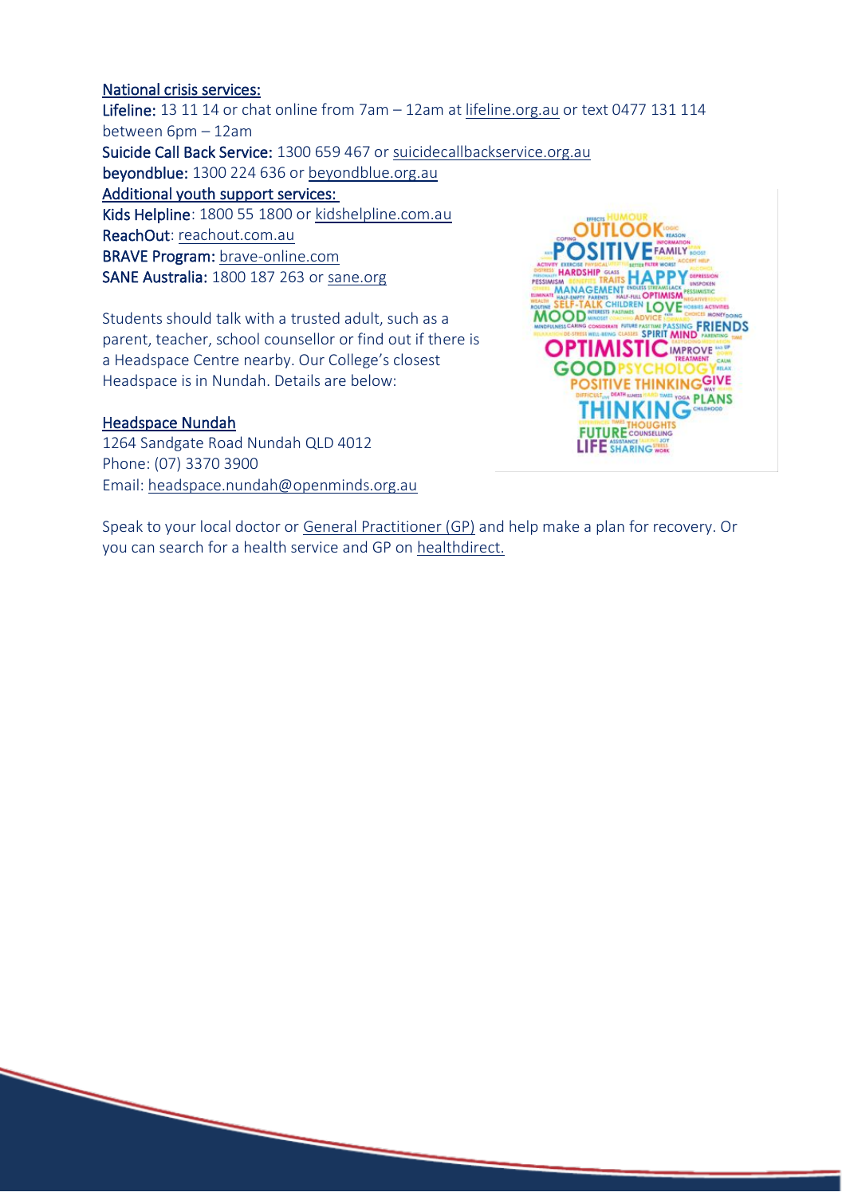National crisis services:

**Lifeline:** 13 11 14 or chat online from 7am – 12am at lifeline.org.au or text 0477 131 114 between 6pm – 12am

**Suicide Call Back Service:** 1300 659 467 or suicidecallbackservice.org.au

**beyondblue:** 1300 224 636 or beyondblue.org.au

Additional youth support services:

**Kids Helpline**: 1800 55 1800 or kidshelpline.com.au

**ReachOut**: reachout.com.au

**BRAVE Program:** brave-online.com

**SANE Australia:** 1800 187 263 or sane.org

Students should talk with a trusted adult, such as a parent, teacher, school counsellor or find out if there is a Headspace Centre nearby. Our College's closest Headspace is in Nundah. Details are below:

Headspace Nundah

1264 Sandgate Road Nundah QLD 4012

Phone: (07) 3370 3900

Email: headspace.nundah@openminds.org.au

Speak to your local doctor or General Practitioner (GP) and help make a plan for recovery. Or you can search for a health service and GP on healthdirect.